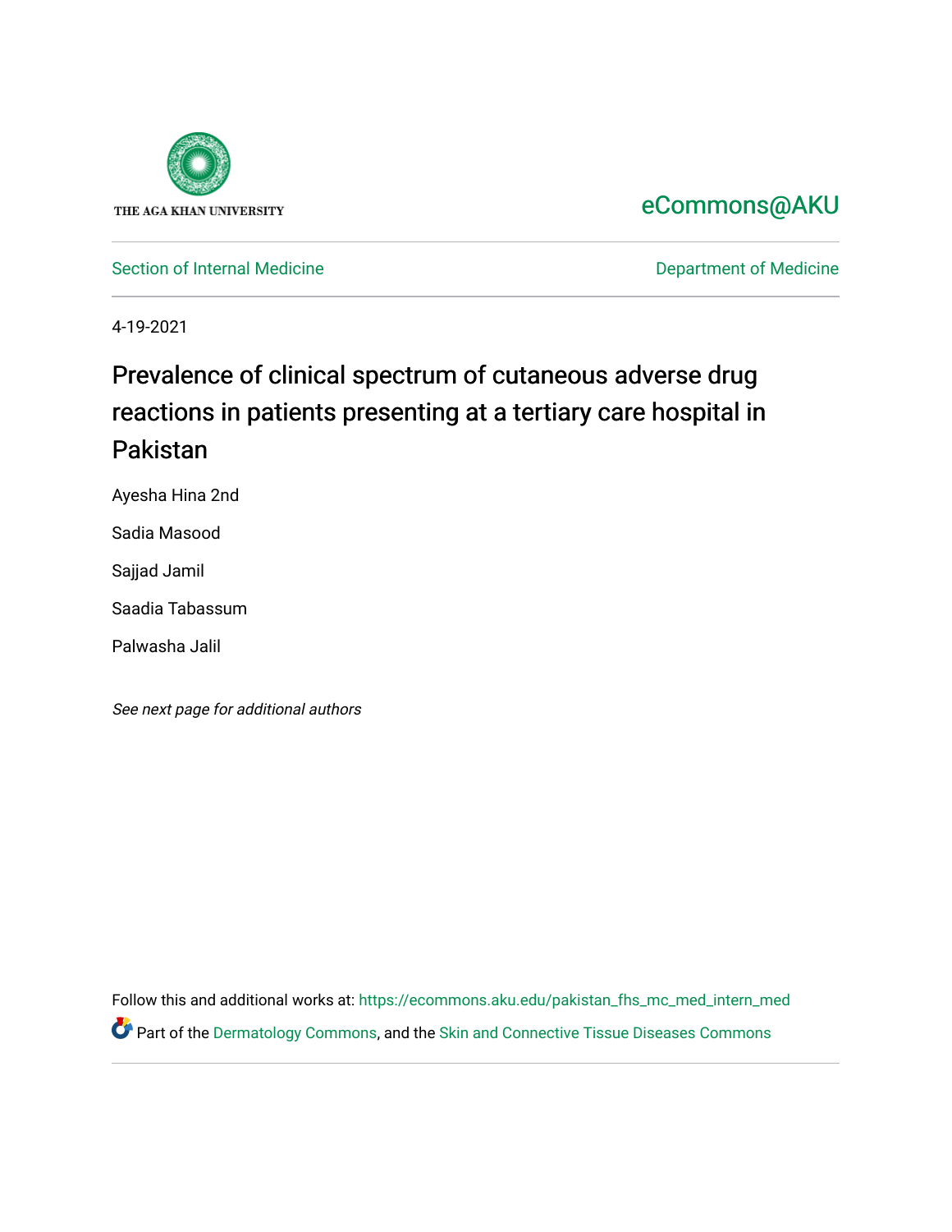THE AGA KHAN UNIVERSITY

eCommons@AKU

Section of Internal Medicine

Department of Medicine

4-19-2021

# Prevalence of clinical spectrum of cutaneous adverse drug reactions in patients presenting at a tertiary care hospital in Pakistan

Ayesha Hina 2nd

Sadia Masood

Sajjad Jamil

Saadia Tabassum

Palwasha Jalil

*See next page for additional authors*

Follow this and additional works at: https://ecommons.aku.edu/pakistan_fhs_mc_med_intern_med

Part of the Dermatology Commons, and the Skin and Connective Tissue Diseases Commons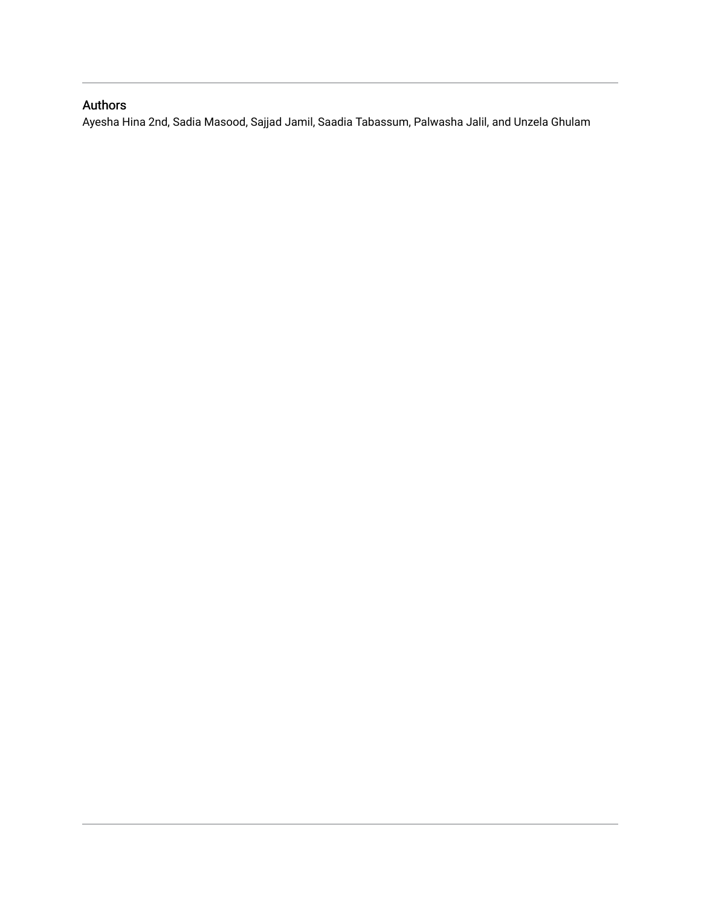## Authors

Ayesha Hina 2nd, Sadia Masood, Sajjad Jamil, Saadia Tabassum, Palwasha Jalil, and Unzela Ghulam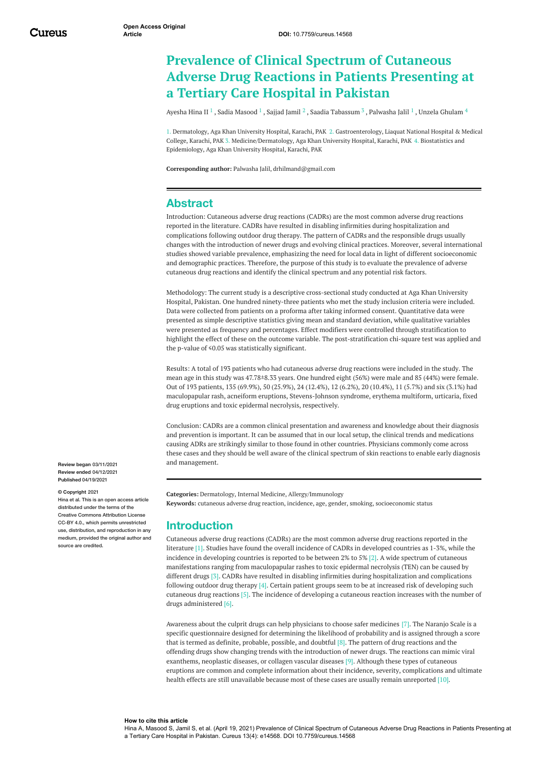# Prevalence of Clinical Spectrum of Cutaneous Adverse Drug Reactions in Patients Presenting at a Tertiary Care Hospital in Pakistan

Ayesha Hina II [1] , Sadia Masood [1] , Sajjad Jamil [2] , Saadia Tabassum [3] , Palwasha Jalil [1] , Unzela Ghulam [4]

1. Dermatology, Aga Khan University Hospital, Karachi, PAK 2. Gastroenterology, Liaquat National Hospital & Medical College, Karachi, PAK 3. Medicine/Dermatology, Aga Khan University Hospital, Karachi, PAK 4. Biostatistics and Epidemiology, Aga Khan University Hospital, Karachi, PAK

**Corresponding author:** Palwasha Jalil, drhilmand@gmail.com

## Abstract

Introduction: Cutaneous adverse drug reactions (CADRs) are the most common adverse drug reactions reported in the literature. CADRs have resulted in disabling infirmities during hospitalization and complications following outdoor drug therapy. The pattern of CADRs and the responsible drugs usually changes with the introduction of newer drugs and evolving clinical practices. Moreover, several international studies showed variable prevalence, emphasizing the need for local data in light of different socioeconomic and demographic practices. Therefore, the purpose of this study is to evaluate the prevalence of adverse cutaneous drug reactions and identify the clinical spectrum and any potential risk factors.

Methodology: The current study is a descriptive cross-sectional study conducted at Aga Khan University Hospital, Pakistan. One hundred ninety-three patients who met the study inclusion criteria were included. Data were collected from patients on a proforma after taking informed consent. Quantitative data were presented as simple descriptive statistics giving mean and standard deviation, while qualitative variables were presented as frequency and percentages. Effect modifiers were controlled through stratification to highlight the effect of these on the outcome variable. The post-stratification chi-square test was applied and the p-value of ≤0.05 was statistically significant.

Results: A total of 193 patients who had cutaneous adverse drug reactions were included in the study. The mean age in this study was 47.78±8.33 years. One hundred eight (56%) were male and 85 (44%) were female. Out of 193 patients, 135 (69.9%), 50 (25.9%), 24 (12.4%), 12 (6.2%), 20 (10.4%), 11 (5.7%) and six (3.1%) had maculopapular rash, acneiform eruptions, Stevens-Johnson syndrome, erythema multiform, urticaria, fixed drug eruptions and toxic epidermal necrolysis, respectively.

Conclusion: CADRs are a common clinical presentation and awareness and knowledge about their diagnosis and prevention is important. It can be assumed that in our local setup, the clinical trends and medications causing ADRs are strikingly similar to those found in other countries. Physicians commonly come across these cases and they should be well aware of the clinical spectrum of skin reactions to enable early diagnosis and management.

**Review began** 03/11/2021
**Review ended** 04/12/2021
**Published** 04/19/2021

**© Copyright** 2021
Hina et al. This is an open access article distributed under the terms of the Creative Commons Attribution License CC-BY 4.0., which permits unrestricted use, distribution, and reproduction in any medium, provided the original author and source are credited.

**Categories:** Dermatology, Internal Medicine, Allergy/Immunology
**Keywords:** cutaneous adverse drug reaction, incidence, age, gender, smoking, socioeconomic status

## Introduction

Cutaneous adverse drug reactions (CADRs) are the most common adverse drug reactions reported in the literature [1]. Studies have found the overall incidence of CADRs in developed countries as 1-3%, while the incidence in developing countries is reported to be between 2% to 5% [2]. A wide spectrum of cutaneous manifestations ranging from maculopapular rashes to toxic epidermal necrolysis (TEN) can be caused by different drugs [3]. CADRs have resulted in disabling infirmities during hospitalization and complications following outdoor drug therapy [4]. Certain patient groups seem to be at increased risk of developing such cutaneous drug reactions [5]. The incidence of developing a cutaneous reaction increases with the number of drugs administered [6].

Awareness about the culprit drugs can help physicians to choose safer medicines [7]. The Naranjo Scale is a specific questionnaire designed for determining the likelihood of probability and is assigned through a score that is termed as definite, probable, possible, and doubtful [8]. The pattern of drug reactions and the offending drugs show changing trends with the introduction of newer drugs. The reactions can mimic viral exanthems, neoplastic diseases, or collagen vascular diseases [9]. Although these types of cutaneous eruptions are common and complete information about their incidence, severity, complications and ultimate health effects are still unavailable because most of these cases are usually remain unreported [10].

**How to cite this article**
Hina A, Masood S, Jamil S, et al. (April 19, 2021) Prevalence of Clinical Spectrum of Cutaneous Adverse Drug Reactions in Patients Presenting at a Tertiary Care Hospital in Pakistan. Cureus 13(4): e14568. DOI 10.7759/cureus.14568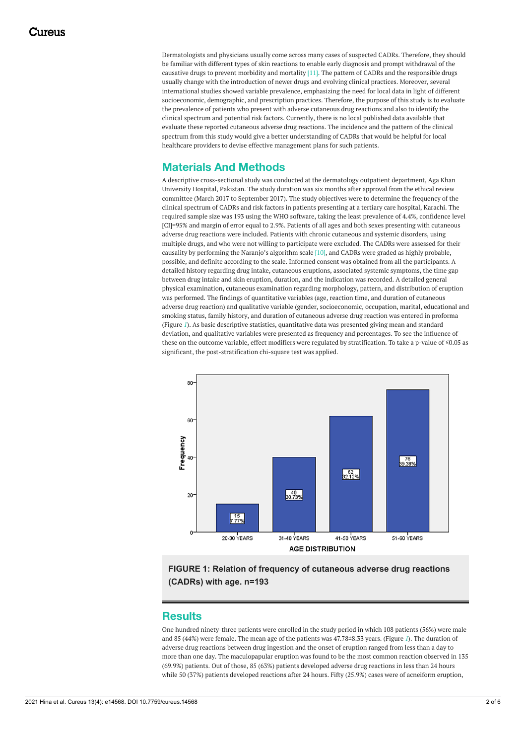Dermatologists and physicians usually come across many cases of suspected CADRs. Therefore, they should be familiar with different types of skin reactions to enable early diagnosis and prompt withdrawal of the causative drugs to prevent morbidity and mortality [11]. The pattern of CADRs and the responsible drugs usually change with the introduction of newer drugs and evolving clinical practices. Moreover, several international studies showed variable prevalence, emphasizing the need for local data in light of different socioeconomic, demographic, and prescription practices. Therefore, the purpose of this study is to evaluate the prevalence of patients who present with adverse cutaneous drug reactions and also to identify the clinical spectrum and potential risk factors. Currently, there is no local published data available that evaluate these reported cutaneous adverse drug reactions. The incidence and the pattern of the clinical spectrum from this study would give a better understanding of CADRs that would be helpful for local healthcare providers to devise effective management plans for such patients.

## Materials And Methods

A descriptive cross-sectional study was conducted at the dermatology outpatient department, Aga Khan University Hospital, Pakistan. The study duration was six months after approval from the ethical review committee (March 2017 to September 2017). The study objectives were to determine the frequency of the clinical spectrum of CADRs and risk factors in patients presenting at a tertiary care hospital, Karachi. The required sample size was 193 using the WHO software, taking the least prevalence of 4.4%, confidence level [CI]=95% and margin of error equal to 2.9%. Patients of all ages and both sexes presenting with cutaneous adverse drug reactions were included. Patients with chronic cutaneous and systemic disorders, using multiple drugs, and who were not willing to participate were excluded. The CADRs were assessed for their causality by performing the Naranjo's algorithm scale [10], and CADRs were graded as highly probable, possible, and definite according to the scale. Informed consent was obtained from all the participants. A detailed history regarding drug intake, cutaneous eruptions, associated systemic symptoms, the time gap between drug intake and skin eruption, duration, and the indication was recorded. A detailed general physical examination, cutaneous examination regarding morphology, pattern, and distribution of eruption was performed. The findings of quantitative variables (age, reaction time, and duration of cutaneous adverse drug reaction) and qualitative variable (gender, socioeconomic, occupation, marital, educational and smoking status, family history, and duration of cutaneous adverse drug reaction was entered in proforma (Figure *1*). As basic descriptive statistics, quantitative data was presented giving mean and standard deviation, and qualitative variables were presented as frequency and percentages. To see the influence of these on the outcome variable, effect modifiers were regulated by stratification. To take a p-value of ≤0.05 as significant, the post-stratification chi-square test was applied.

**FIGURE 1: Relation of frequency of cutaneous adverse drug reactions (CADRs) with age. n=193**

## Results

One hundred ninety-three patients were enrolled in the study period in which 108 patients (56%) were male and 85 (44%) were female. The mean age of the patients was 47.78±8.33 years. (Figure *1*). The duration of adverse drug reactions between drug ingestion and the onset of eruption ranged from less than a day to more than one day. The maculopapular eruption was found to be the most common reaction observed in 135 (69.9%) patients. Out of those, 85 (63%) patients developed adverse drug reactions in less than 24 hours while 50 (37%) patients developed reactions after 24 hours. Fifty (25.9%) cases were of acneiform eruption,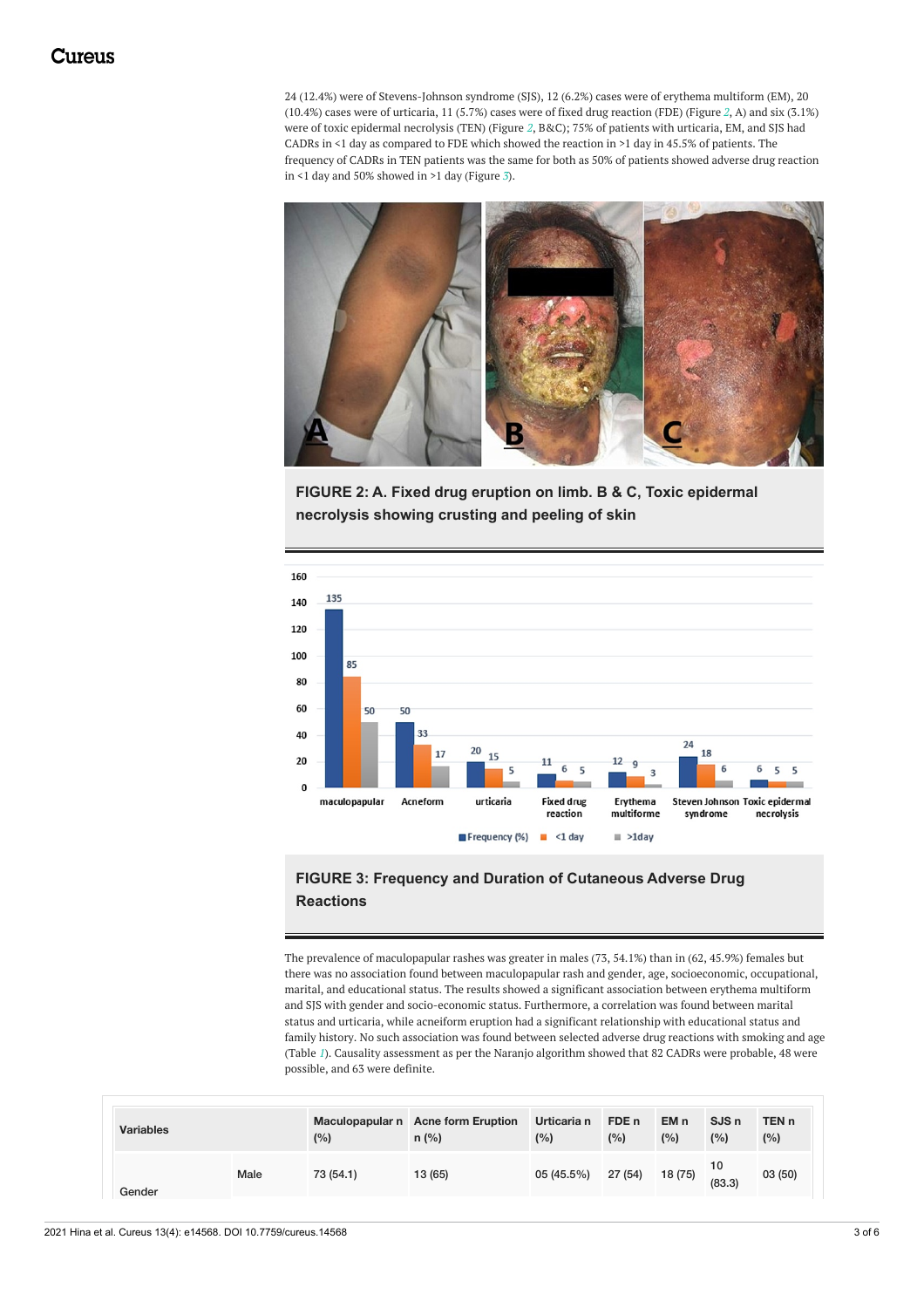24 (12.4%) were of Stevens-Johnson syndrome (SJS), 12 (6.2%) cases were of erythema multiform (EM), 20 (10.4%) cases were of urticaria, 11 (5.7%) cases were of fixed drug reaction (FDE) (Figure 2, A) and six (3.1%) were of toxic epidermal necrolysis (TEN) (Figure 2, B&C); 75% of patients with urticaria, EM, and SJS had CADRs in <1 day as compared to FDE which showed the reaction in >1 day in 45.5% of patients. The frequency of CADRs in TEN patients was the same for both as 50% of patients showed adverse drug reaction in <1 day and 50% showed in >1 day (Figure 3).

**FIGURE 2: A. Fixed drug eruption on limb. B & C, Toxic epidermal necrolysis showing crusting and peeling of skin**

**FIGURE 3: Frequency and Duration of Cutaneous Adverse Drug Reactions**

The prevalence of maculopapular rashes was greater in males (73, 54.1%) than in (62, 45.9%) females but there was no association found between maculopapular rash and gender, age, socioeconomic, occupational, marital, and educational status. The results showed a significant association between erythema multiform and SJS with gender and socio-economic status. Furthermore, a correlation was found between marital status and urticaria, while acneiform eruption had a significant relationship with educational status and family history. No such association was found between selected adverse drug reactions with smoking and age (Table 1). Causality assessment as per the Naranjo algorithm showed that 82 CADRs were probable, 48 were possible, and 63 were definite.

| Variables | | Maculopapular n (%) | Acne form Eruption n (%) | Urticaria n (%) | FDE n (%) | EM n (%) | SJS n (%) | TEN n (%) |
|---|---|---|---|---|---|---|---|---|
| Gender | Male | 73 (54.1) | 13 (65) | 05 (45.5%) | 27 (54) | 18 (75) | 10 (83.3) | 03 (50) |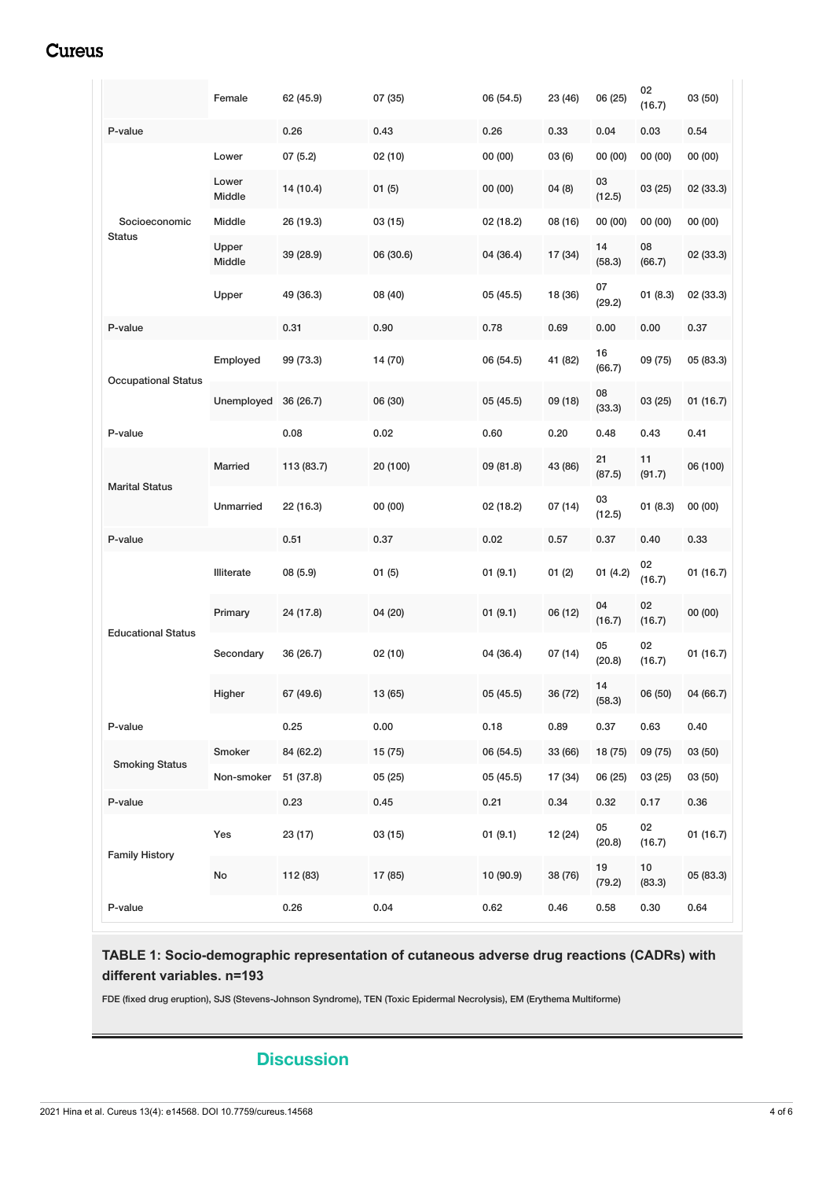| | Female | 62 (45.9) | 07 (35) | 06 (54.5) | 23 (46) | 06 (25) | 02 (16.7) | 03 (50) |
|---|---|---|---|---|---|---|---|---|
| P-value | | 0.26 | 0.43 | 0.26 | 0.33 | 0.04 | 0.03 | 0.54 |
| Socioeconomic Status | Lower | 07 (5.2) | 02 (10) | 00 (00) | 03 (6) | 00 (00) | 00 (00) | 00 (00) |
| | Lower Middle | 14 (10.4) | 01 (5) | 00 (00) | 04 (8) | 03 (12.5) | 03 (25) | 02 (33.3) |
| | Middle | 26 (19.3) | 03 (15) | 02 (18.2) | 08 (16) | 00 (00) | 00 (00) | 00 (00) |
| | Upper Middle | 39 (28.9) | 06 (30.6) | 04 (36.4) | 17 (34) | 14 (58.3) | 08 (66.7) | 02 (33.3) |
| | Upper | 49 (36.3) | 08 (40) | 05 (45.5) | 18 (36) | 07 (29.2) | 01 (8.3) | 02 (33.3) |
| P-value | | 0.31 | 0.90 | 0.78 | 0.69 | 0.00 | 0.00 | 0.37 |
| Occupational Status | Employed | 99 (73.3) | 14 (70) | 06 (54.5) | 41 (82) | 16 (66.7) | 09 (75) | 05 (83.3) |
| | Unemployed | 36 (26.7) | 06 (30) | 05 (45.5) | 09 (18) | 08 (33.3) | 03 (25) | 01 (16.7) |
| P-value | | 0.08 | 0.02 | 0.60 | 0.20 | 0.48 | 0.43 | 0.41 |
| Marital Status | Married | 113 (83.7) | 20 (100) | 09 (81.8) | 43 (86) | 21 (87.5) | 11 (91.7) | 06 (100) |
| | Unmarried | 22 (16.3) | 00 (00) | 02 (18.2) | 07 (14) | 03 (12.5) | 01 (8.3) | 00 (00) |
| P-value | | 0.51 | 0.37 | 0.02 | 0.57 | 0.37 | 0.40 | 0.33 |
| Educational Status | Illiterate | 08 (5.9) | 01 (5) | 01 (9.1) | 01 (2) | 01 (4.2) | 02 (16.7) | 01 (16.7) |
| | Primary | 24 (17.8) | 04 (20) | 01 (9.1) | 06 (12) | 04 (16.7) | 02 (16.7) | 00 (00) |
| | Secondary | 36 (26.7) | 02 (10) | 04 (36.4) | 07 (14) | 05 (20.8) | 02 (16.7) | 01 (16.7) |
| | Higher | 67 (49.6) | 13 (65) | 05 (45.5) | 36 (72) | 14 (58.3) | 06 (50) | 04 (66.7) |
| P-value | | 0.25 | 0.00 | 0.18 | 0.89 | 0.37 | 0.63 | 0.40 |
| Smoking Status | Smoker | 84 (62.2) | 15 (75) | 06 (54.5) | 33 (66) | 18 (75) | 09 (75) | 03 (50) |
| | Non-smoker | 51 (37.8) | 05 (25) | 05 (45.5) | 17 (34) | 06 (25) | 03 (25) | 03 (50) |
| P-value | | 0.23 | 0.45 | 0.21 | 0.34 | 0.32 | 0.17 | 0.36 |
| Family History | Yes | 23 (17) | 03 (15) | 01 (9.1) | 12 (24) | 05 (20.8) | 02 (16.7) | 01 (16.7) |
| | No | 112 (83) | 17 (85) | 10 (90.9) | 38 (76) | 19 (79.2) | 10 (83.3) | 05 (83.3) |
| P-value | | 0.26 | 0.04 | 0.62 | 0.46 | 0.58 | 0.30 | 0.64 |

**TABLE 1: Socio-demographic representation of cutaneous adverse drug reactions (CADRs) with different variables. n=193**

FDE (fixed drug eruption), SJS (Stevens-Johnson Syndrome), TEN (Toxic Epidermal Necrolysis), EM (Erythema Multiforme)

## Discussion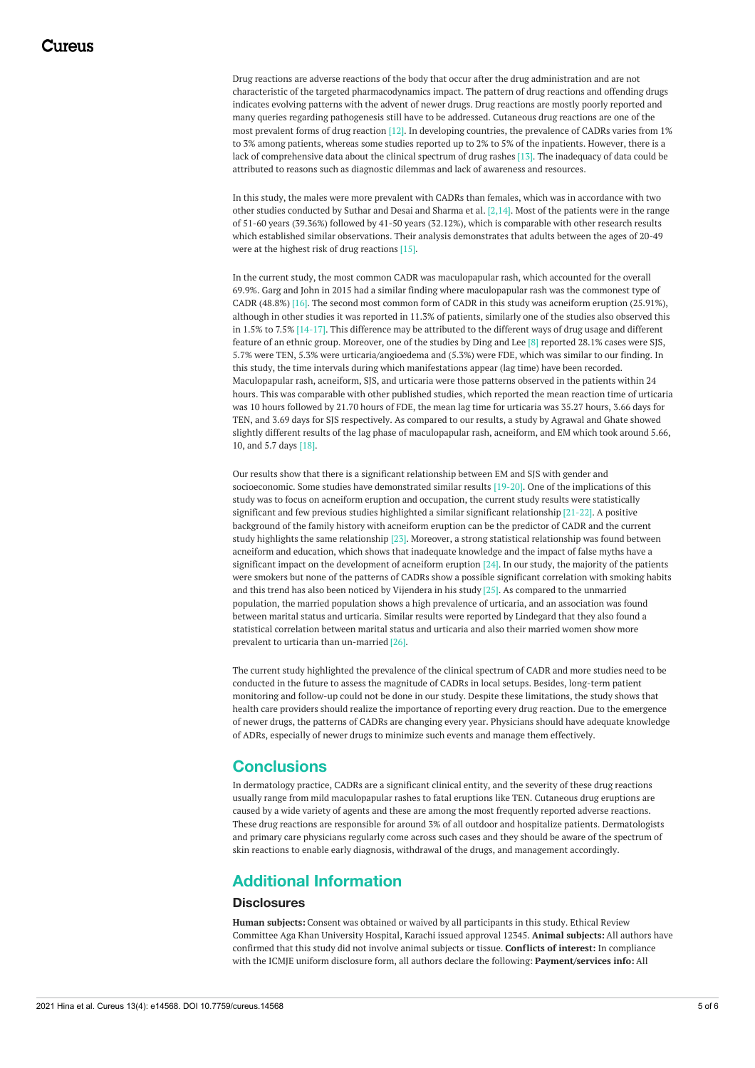Drug reactions are adverse reactions of the body that occur after the drug administration and are not characteristic of the targeted pharmacodynamics impact. The pattern of drug reactions and offending drugs indicates evolving patterns with the advent of newer drugs. Drug reactions are mostly poorly reported and many queries regarding pathogenesis still have to be addressed. Cutaneous drug reactions are one of the most prevalent forms of drug reaction [12]. In developing countries, the prevalence of CADRs varies from 1% to 3% among patients, whereas some studies reported up to 2% to 5% of the inpatients. However, there is a lack of comprehensive data about the clinical spectrum of drug rashes [13]. The inadequacy of data could be attributed to reasons such as diagnostic dilemmas and lack of awareness and resources.

In this study, the males were more prevalent with CADRs than females, which was in accordance with two other studies conducted by Suthar and Desai and Sharma et al. [2,14]. Most of the patients were in the range of 51-60 years (39.36%) followed by 41-50 years (32.12%), which is comparable with other research results which established similar observations. Their analysis demonstrates that adults between the ages of 20-49 were at the highest risk of drug reactions [15].

In the current study, the most common CADR was maculopapular rash, which accounted for the overall 69.9%. Garg and John in 2015 had a similar finding where maculopapular rash was the commonest type of CADR (48.8%) [16]. The second most common form of CADR in this study was acneiform eruption (25.91%), although in other studies it was reported in 11.3% of patients, similarly one of the studies also observed this in 1.5% to 7.5% [14-17]. This difference may be attributed to the different ways of drug usage and different feature of an ethnic group. Moreover, one of the studies by Ding and Lee [8] reported 28.1% cases were SJS, 5.7% were TEN, 5.3% were urticaria/angioedema and (5.3%) were FDE, which was similar to our finding. In this study, the time intervals during which manifestations appear (lag time) have been recorded. Maculopapular rash, acneiform, SJS, and urticaria were those patterns observed in the patients within 24 hours. This was comparable with other published studies, which reported the mean reaction time of urticaria was 10 hours followed by 21.70 hours of FDE, the mean lag time for urticaria was 35.27 hours, 3.66 days for TEN, and 3.69 days for SJS respectively. As compared to our results, a study by Agrawal and Ghate showed slightly different results of the lag phase of maculopapular rash, acneiform, and EM which took around 5.66, 10, and 5.7 days [18].

Our results show that there is a significant relationship between EM and SJS with gender and socioeconomic. Some studies have demonstrated similar results [19-20]. One of the implications of this study was to focus on acneiform eruption and occupation, the current study results were statistically significant and few previous studies highlighted a similar significant relationship [21-22]. A positive background of the family history with acneiform eruption can be the predictor of CADR and the current study highlights the same relationship [23]. Moreover, a strong statistical relationship was found between acneiform and education, which shows that inadequate knowledge and the impact of false myths have a significant impact on the development of acneiform eruption [24]. In our study, the majority of the patients were smokers but none of the patterns of CADRs show a possible significant correlation with smoking habits and this trend has also been noticed by Vijendera in his study [25]. As compared to the unmarried population, the married population shows a high prevalence of urticaria, and an association was found between marital status and urticaria. Similar results were reported by Lindegard that they also found a statistical correlation between marital status and urticaria and also their married women show more prevalent to urticaria than un-married [26].

The current study highlighted the prevalence of the clinical spectrum of CADR and more studies need to be conducted in the future to assess the magnitude of CADRs in local setups. Besides, long-term patient monitoring and follow-up could not be done in our study. Despite these limitations, the study shows that health care providers should realize the importance of reporting every drug reaction. Due to the emergence of newer drugs, the patterns of CADRs are changing every year. Physicians should have adequate knowledge of ADRs, especially of newer drugs to minimize such events and manage them effectively.

## Conclusions

In dermatology practice, CADRs are a significant clinical entity, and the severity of these drug reactions usually range from mild maculopapular rashes to fatal eruptions like TEN. Cutaneous drug eruptions are caused by a wide variety of agents and these are among the most frequently reported adverse reactions. These drug reactions are responsible for around 3% of all outdoor and hospitalize patients. Dermatologists and primary care physicians regularly come across such cases and they should be aware of the spectrum of skin reactions to enable early diagnosis, withdrawal of the drugs, and management accordingly.

## Additional Information

### Disclosures

**Human subjects:** Consent was obtained or waived by all participants in this study. Ethical Review Committee Aga Khan University Hospital, Karachi issued approval 12345. **Animal subjects:** All authors have confirmed that this study did not involve animal subjects or tissue. **Conflicts of interest:** In compliance with the ICMJE uniform disclosure form, all authors declare the following: **Payment/services info:** All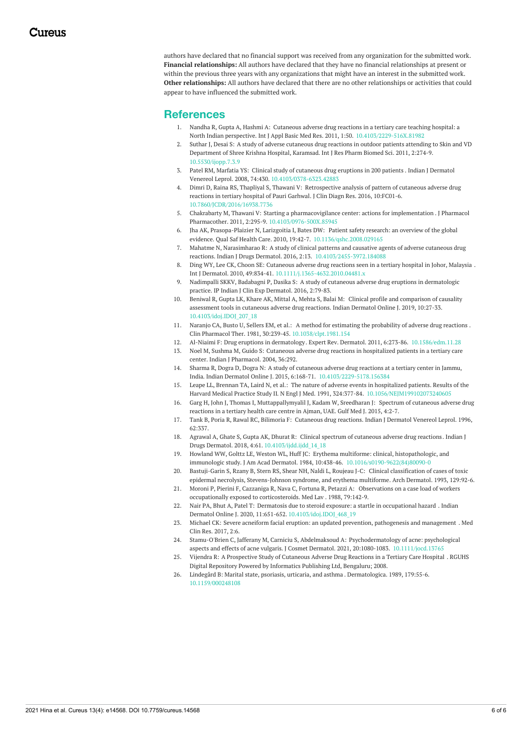authors have declared that no financial support was received from any organization for the submitted work. **Financial relationships:** All authors have declared that they have no financial relationships at present or within the previous three years with any organizations that might have an interest in the submitted work. **Other relationships:** All authors have declared that there are no other relationships or activities that could appear to have influenced the submitted work.

## References

1. Nandha R, Gupta A, Hashmi A: Cutaneous adverse drug reactions in a tertiary care teaching hospital: a North Indian perspective. Int J Appl Basic Med Res. 2011, 1:50. 10.4103/2229-516X.81982
2. Suthar J, Desai S: A study of adverse cutaneous drug reactions in outdoor patients attending to Skin and VD Department of Shree Krishna Hospital, Karamsad. Int J Res Pharm Biomed Sci. 2011, 2:274-9. 10.5530/ijopp.7.3.9
3. Patel RM, Marfatia YS: Clinical study of cutaneous drug eruptions in 200 patients . Indian J Dermatol Venereol Leprol. 2008, 74:430. 10.4103/0378-6323.42883
4. Dimri D, Raina RS, Thapliyal S, Thawani V: Retrospective analysis of pattern of cutaneous adverse drug reactions in tertiary hospital of Pauri Garhwal. J Clin Diagn Res. 2016, 10:FC01-6. 10.7860/JCDR/2016/16938.7736
5. Chakrabarty M, Thawani V: Starting a pharmacovigilance center: actions for implementation . J Pharmacol Pharmacother. 2011, 2:295-9. 10.4103/0976-500X.85945
6. Jha AK, Prasopa-Plaizier N, Larizgoitia I, Bates DW: Patient safety research: an overview of the global evidence. Qual Saf Health Care. 2010, 19:42-7. 10.1136/qshc.2008.029165
7. Mahatme N, Narasimharao R: A study of clinical patterns and causative agents of adverse cutaneous drug reactions. Indian J Drugs Dermatol. 2016, 2:13. 10.4103/2455-3972.184088
8. Ding WY, Lee CK, Choon SE: Cutaneous adverse drug reactions seen in a tertiary hospital in Johor, Malaysia . Int J Dermatol. 2010, 49:834-41. 10.1111/j.1365-4632.2010.04481.x
9. Nadimpalli SKKV, Badabagni P, Dasika S: A study of cutaneous adverse drug eruptions in dermatologic practice. IP Indian J Clin Exp Dermatol. 2016, 2:79-83.
10. Beniwal R, Gupta LK, Khare AK, Mittal A, Mehta S, Balai M: Clinical profile and comparison of causality assessment tools in cutaneous adverse drug reactions. Indian Dermatol Online J. 2019, 10:27-33. 10.4103/idoj.IDOJ_207_18
11. Naranjo CA, Busto U, Sellers EM, et al.: A method for estimating the probability of adverse drug reactions . Clin Pharmacol Ther. 1981, 30:239-45. 10.1038/clpt.1981.154
12. Al-Niaimi F: Drug eruptions in dermatology . Expert Rev. Dermatol. 2011, 6:273-86. 10.1586/edm.11.28
13. Noel M, Sushma M, Guido S: Cutaneous adverse drug reactions in hospitalized patients in a tertiary care center. Indian J Pharmacol. 2004, 36:292.
14. Sharma R, Dogra D, Dogra N: A study of cutaneous adverse drug reactions at a tertiary center in Jammu, India. Indian Dermatol Online J. 2015, 6:168-71. 10.4103/2229-5178.156384
15. Leape LL, Brennan TA, Laird N, et al.: The nature of adverse events in hospitalized patients. Results of the Harvard Medical Practice Study II. N Engl J Med. 1991, 324:377-84. 10.1056/NEJM199102073240605
16. Garg H, John J, Thomas I, Muttappallymyalil J, Kadam W, Sreedharan J: Spectrum of cutaneous adverse drug reactions in a tertiary health care centre in Ajman, UAE. Gulf Med J. 2015, 4:2-7.
17. Tank B, Poria R, Rawal RC, Bilimoria F: Cutaneous drug reactions. Indian J Dermatol Venereol Leprol. 1996, 62:337.
18. Agrawal A, Ghate S, Gupta AK, Dhurat R: Clinical spectrum of cutaneous adverse drug reactions . Indian J Drugs Dermatol. 2018, 4:61. 10.4103/ijdd.ijdd_14_18
19. Howland WW, Golttz LE, Weston WL, Huff JC: Erythema multiforme: clinical, histopathologic, and immunologic study. J Am Acad Dermatol. 1984, 10:438-46. 10.1016/s0190-9622(84)80090-0
20. Bastuji-Garin S, Rzany B, Stern RS, Shear NH, Naldi L, Roujeau J-C: Clinical classification of cases of toxic epidermal necrolysis, Stevens-Johnson syndrome, and erythema multiforme. Arch Dermatol. 1993, 129:92-6.
21. Moroni P, Pierini F, Cazzaniga R, Nava C, Fortuna R, Petazzi A: Observations on a case load of workers occupationally exposed to corticosteroids. Med Lav . 1988, 79:142-9.
22. Nair PA, Bhut A, Patel T: Dermatosis due to steroid exposure: a startle in occupational hazard . Indian Dermatol Online J. 2020, 11:651-652. 10.4103/idoj.IDOJ_468_19
23. Michael CK: Severe acneiform facial eruption: an updated prevention, pathogenesis and management . Med Clin Res. 2017, 2:6.
24. Stamu-O'Brien C, Jafferany M, Carniciu S, Abdelmaksoud A: Psychodermatology of acne: psychological aspects and effects of acne vulgaris. J Cosmet Dermatol. 2021, 20:1080-1083. 10.1111/jocd.13765
25. Vijendra R: A Prospective Study of Cutaneous Adverse Drug Reactions in a Tertiary Care Hospital . RGUHS Digital Repository Powered by Informatics Publishing Ltd, Bengaluru; 2008.
26. Lindegård B: Marital state, psoriasis, urticaria, and asthma . Dermatologica. 1989, 179:55-6. 10.1159/000248108